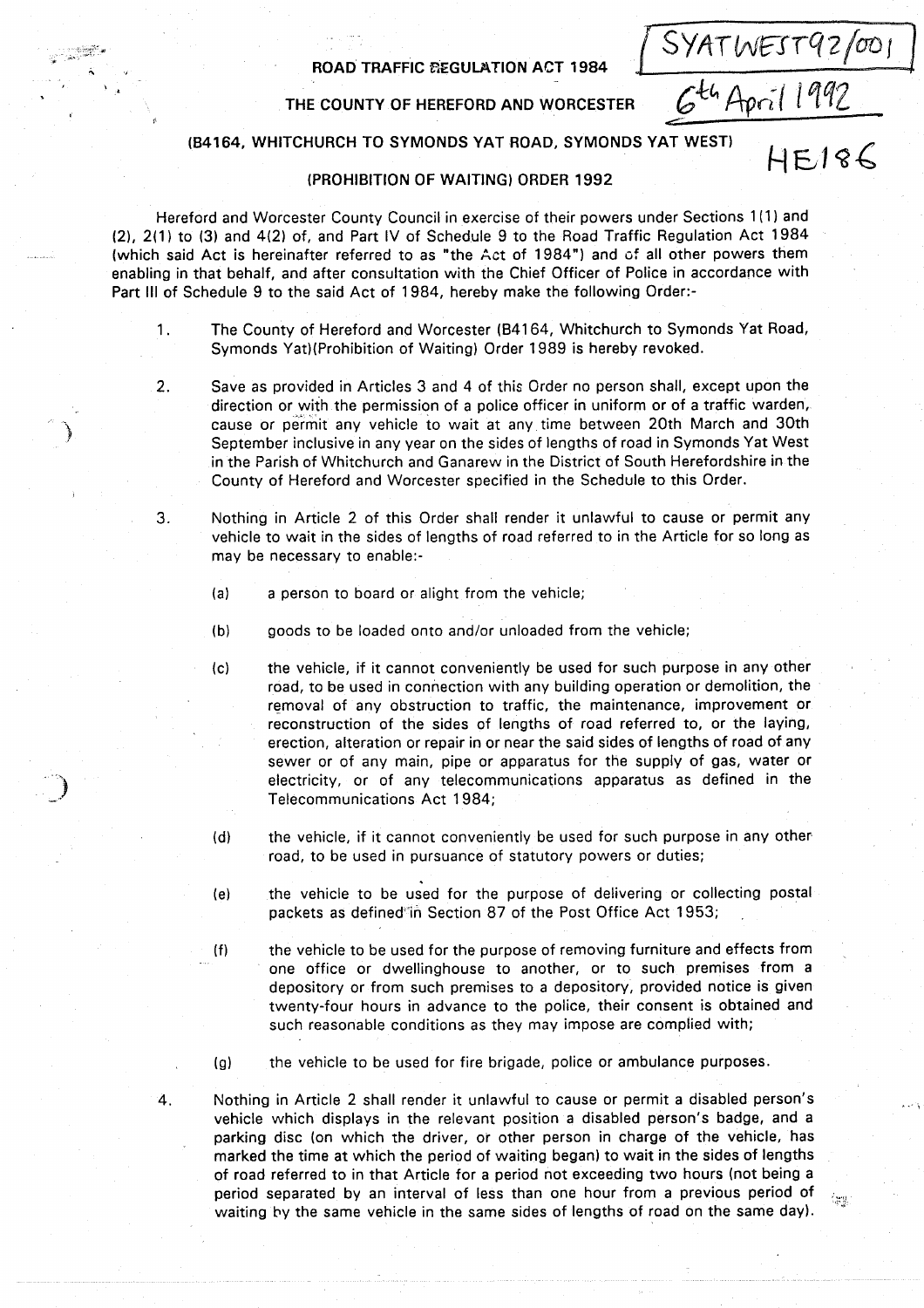SYATWEST92/001

6th April 1992

HE186

**ROAD TRAFFIC REGULATION ACT 1984**

**THE COUNTY OF HEREFORD AND WORCESTER**

**(B4164, WHITCHURCH TO SYMONDS YAT ROAD, SYMONDS YAT WEST)**

**(PROHIBITION OF WAITING) ORDER 1992**

Hereford and Worcester County Council in exercise of their powers under Sections 1(1) and (2), 2(1) to (3) and 4(2) of, and Part IV of Schedule 9 to the Road Traffic Regulation Act 1984 (which said Act is hereinafter referred to as "the Act of 1984") and of all other powers them enabling in that behalf, and after consultation with the Chief Officer of Police in accordance with Part III of Schedule 9 to the said Act of 1984, hereby make the following Order:-

1. The County of Hereford and Worcester (B4164, Whitchurch to Symonds Yat Road, Symonds Yat)(Prohibition of Waiting) Order 1989 is hereby revoked.

2. Save as provided in Articles 3 and 4 of this Order no person shall, except upon the direction or with the permission of a police officer in uniform or of a traffic warden, cause or permit any vehicle to wait at any time between 20th March and 30th September inclusive in any year on the sides of lengths of road in Symonds Yat West in the Parish of Whitchurch and Ganarew in the District of South Herefordshire in the County of Hereford and Worcester specified in the Schedule to this Order.

3. Nothing in Article 2 of this Order shall render it unlawful to cause or permit any vehicle to wait in the sides of lengths of road referred to in the Article for so long as may be necessary to enable:-

   (a) a person to board or alight from the vehicle;

   (b) goods to be loaded onto and/or unloaded from the vehicle;

   (c) the vehicle, if it cannot conveniently be used for such purpose in any other road, to be used in connection with any building operation or demolition, the removal of any obstruction to traffic, the maintenance, improvement or reconstruction of the sides of lengths of road referred to, or the laying, erection, alteration or repair in or near the said sides of lengths of road of any sewer or of any main, pipe or apparatus for the supply of gas, water or electricity, or of any telecommunications apparatus as defined in the Telecommunications Act 1984;

   (d) the vehicle, if it cannot conveniently be used for such purpose in any other road, to be used in pursuance of statutory powers or duties;

   (e) the vehicle to be used for the purpose of delivering or collecting postal packets as defined in Section 87 of the Post Office Act 1953;

   (f) the vehicle to be used for the purpose of removing furniture and effects from one office or dwellinghouse to another, or to such premises from a depository or from such premises to a depository, provided notice is given twenty-four hours in advance to the police, their consent is obtained and such reasonable conditions as they may impose are complied with;

   (g) the vehicle to be used for fire brigade, police or ambulance purposes.

4. Nothing in Article 2 shall render it unlawful to cause or permit a disabled person's vehicle which displays in the relevant position a disabled person's badge, and a parking disc (on which the driver, or other person in charge of the vehicle, has marked the time at which the period of waiting began) to wait in the sides of lengths of road referred to in that Article for a period not exceeding two hours (not being a period separated by an interval of less than one hour from a previous period of waiting by the same vehicle in the same sides of lengths of road on the same day).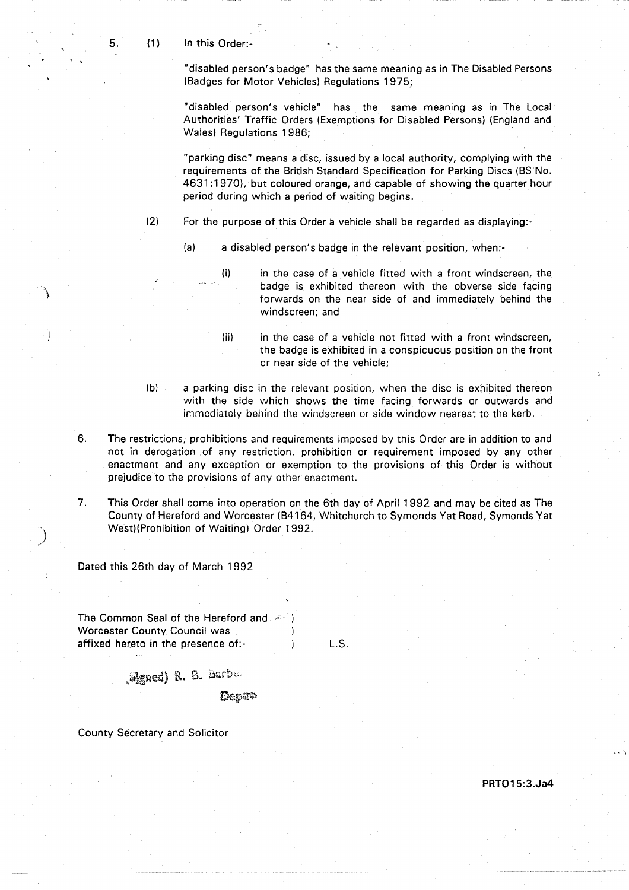5. (1) In this Order:-

"disabled person's badge" has the same meaning as in The Disabled Persons (Badges for Motor Vehicles) Regulations 1975;

"disabled person's vehicle" has the same meaning as in The Local Authorities' Traffic Orders (Exemptions for Disabled Persons) (England and Wales) Regulations 1986;

"parking disc" means a disc, issued by a local authority, complying with the requirements of the British Standard Specification for Parking Discs (BS No. 4631:1970), but coloured orange, and capable of showing the quarter hour period during which a period of waiting begins.

(2) For the purpose of this Order a vehicle shall be regarded as displaying:-

(a) a disabled person's badge in the relevant position, when:-

(i) in the case of a vehicle fitted with a front windscreen, the badge is exhibited thereon with the obverse side facing forwards on the near side of and immediately behind the windscreen; and

(ii) in the case of a vehicle not fitted with a front windscreen, the badge is exhibited in a conspicuous position on the front or near side of the vehicle;

(b) a parking disc in the relevant position, when the disc is exhibited thereon with the side which shows the time facing forwards or outwards and immediately behind the windscreen or side window nearest to the kerb.

6. The restrictions, prohibitions and requirements imposed by this Order are in addition to and not in derogation of any restriction, prohibition or requirement imposed by any other enactment and any exception or exemption to the provisions of this Order is without prejudice to the provisions of any other enactment.

7. This Order shall come into operation on the 6th day of April 1992 and may be cited as The County of Hereford and Worcester (B4164, Whitchurch to Symonds Yat Road, Symonds Yat West)(Prohibition of Waiting) Order 1992.

Dated this 26th day of March 1992

The Common Seal of the Hereford and )
Worcester County Council was )
affixed hereto in the presence of:- ) L.S.

(Signed) R. B. Barbe

Deputy

County Secretary and Solicitor

PRTO15:3.Ja4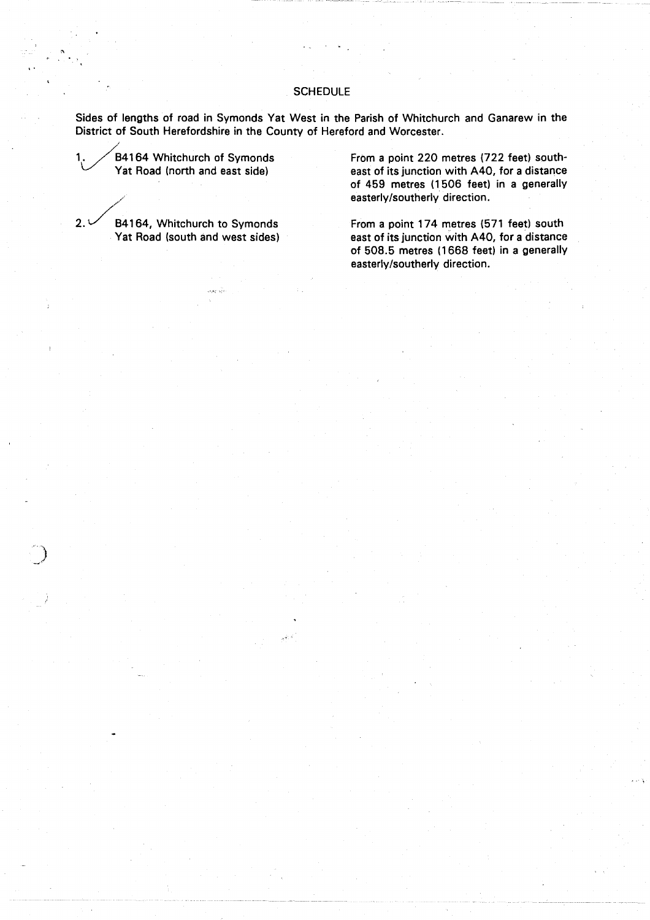## SCHEDULE

Sides of lengths of road in Symonds Yat West in the Parish of Whitchurch and Ganarew in the District of South Herefordshire in the County of Hereford and Worcester.

| | | |
|---|---|---|
| 1. | B4164 Whitchurch of Symonds Yat Road (north and east side) | From a point 220 metres (722 feet) south-east of its junction with A40, for a distance of 459 metres (1506 feet) in a generally easterly/southerly direction. |
| 2. | B4164, Whitchurch to Symonds Yat Road (south and west sides) | From a point 174 metres (571 feet) south east of its junction with A40, for a distance of 508.5 metres (1668 feet) in a generally easterly/southerly direction. |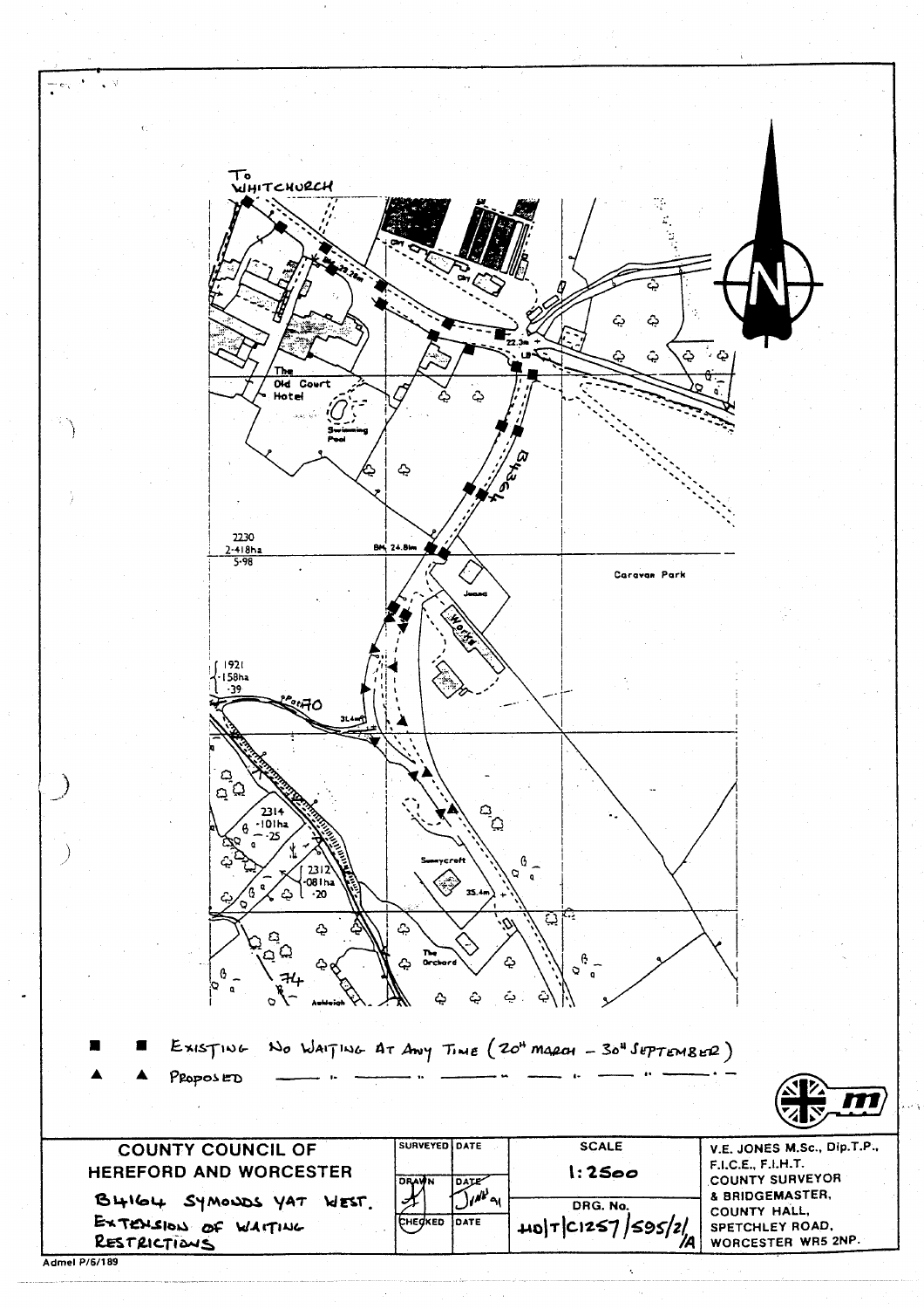To WHITCHURCH

The Old Court Hotel

Swimming Pool

B4164

Caravan Park

Works

Sunnycroft

The Orchard

2230
2·418ha
5·98

1921
·158ha
·39

2314
·101ha
·25

2312
·081ha
·20

■ ■ EXISTING NO WAITING AT ANY TIME (20th MARCH – 30th SEPTEMBER)

▲ ▲ PROPOSED — " — " — " — " — " —

| | | | |
|---|---|---|---|
| **COUNTY COUNCIL OF HEREFORD AND WORCESTER**<br>B4164 SYMONDS YAT WEST.<br>EXTENSION OF WAITING RESTRICTIONS | SURVEYED / DATE<br>DRAWN / DATE Jan 91<br>CHECKED / DATE | SCALE<br>1:2500<br>DRG. No.<br>HD/T/C1257/595/2/A | V.E. JONES M.Sc., Dip.T.P., F.I.C.E., F.I.H.T.<br>COUNTY SURVEYOR & BRIDGEMASTER,<br>COUNTY HALL,<br>SPETCHLEY ROAD,<br>WORCESTER WR5 2NP. |

Admel P/6/189